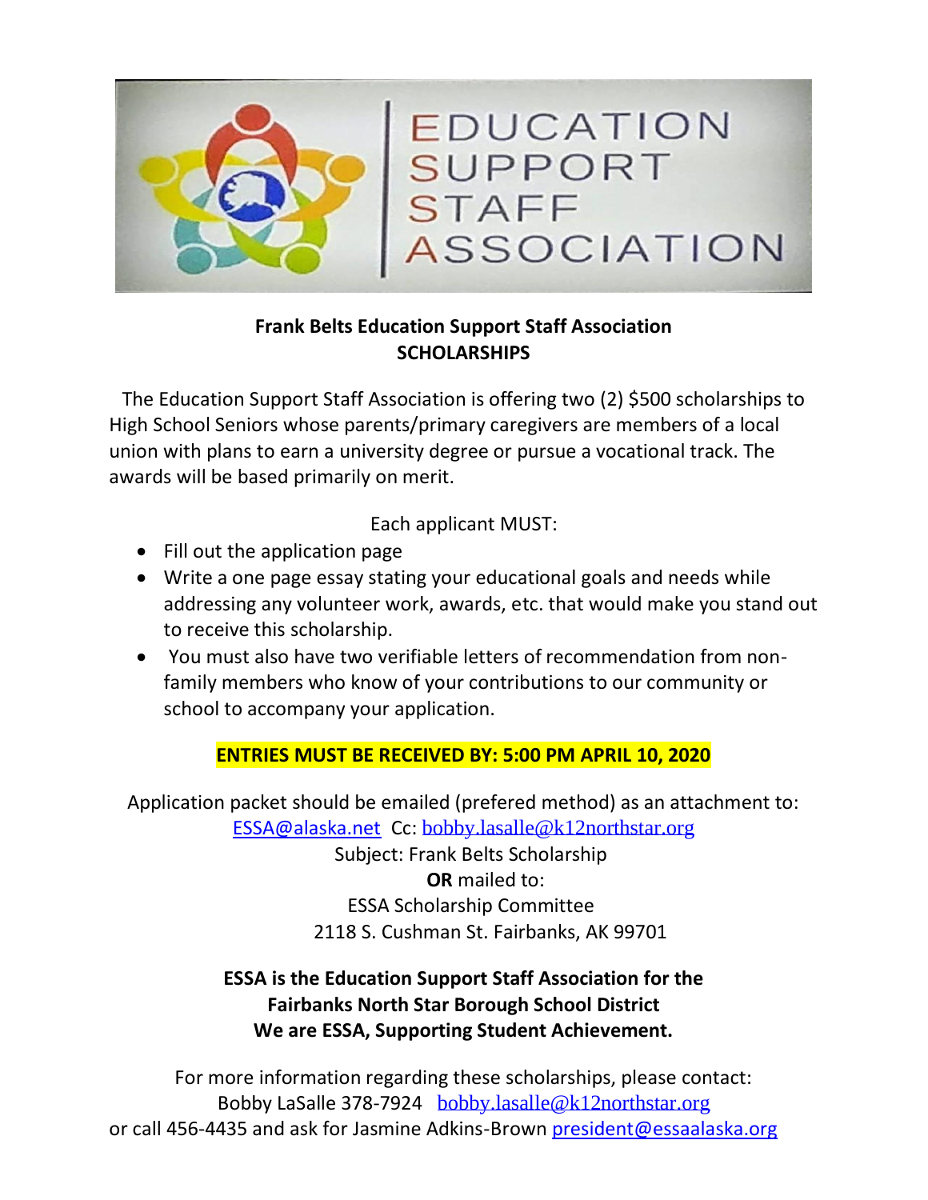EDUCATION SUPPORT STAFF ASSOCIATION

**Frank Belts Education Support Staff Association**
**SCHOLARSHIPS**

The Education Support Staff Association is offering two (2) $500 scholarships to High School Seniors whose parents/primary caregivers are members of a local union with plans to earn a university degree or pursue a vocational track. The awards will be based primarily on merit.

Each applicant MUST:

- Fill out the application page
- Write a one page essay stating your educational goals and needs while addressing any volunteer work, awards, etc. that would make you stand out to receive this scholarship.
- You must also have two verifiable letters of recommendation from non-family members who know of your contributions to our community or school to accompany your application.

**ENTRIES MUST BE RECEIVED BY: 5:00 PM APRIL 10, 2020**

Application packet should be emailed (prefered method) as an attachment to:
ESSA@alaska.net Cc: bobby.lasalle@k12northstar.org
Subject: Frank Belts Scholarship
**OR** mailed to:
ESSA Scholarship Committee
2118 S. Cushman St. Fairbanks, AK 99701

**ESSA is the Education Support Staff Association for the Fairbanks North Star Borough School District**
**We are ESSA, Supporting Student Achievement.**

For more information regarding these scholarships, please contact:
Bobby LaSalle 378-7924 bobby.lasalle@k12northstar.org
or call 456-4435 and ask for Jasmine Adkins-Brown president@essaalaska.org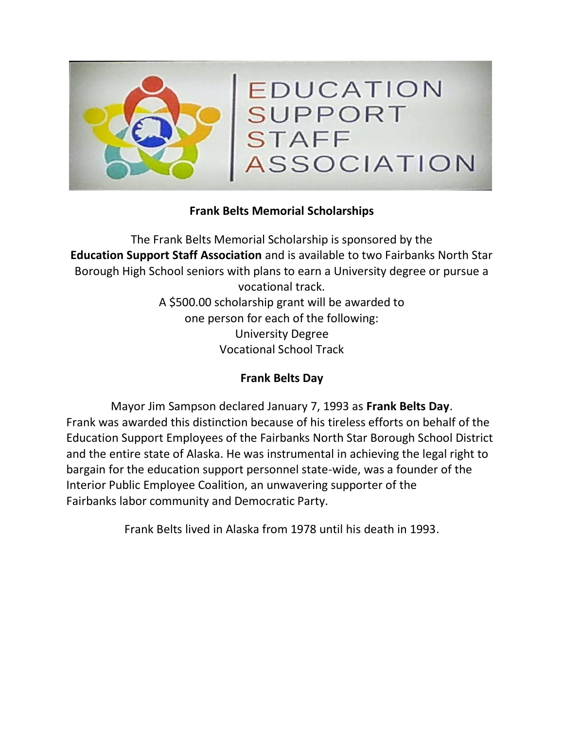EDUCATION SUPPORT STAFF ASSOCIATION

## Frank Belts Memorial Scholarships

The Frank Belts Memorial Scholarship is sponsored by the **Education Support Staff Association** and is available to two Fairbanks North Star Borough High School seniors with plans to earn a University degree or pursue a vocational track.

A $500.00 scholarship grant will be awarded to one person for each of the following:

University Degree
Vocational School Track

## Frank Belts Day

Mayor Jim Sampson declared January 7, 1993 as **Frank Belts Day**. Frank was awarded this distinction because of his tireless efforts on behalf of the Education Support Employees of the Fairbanks North Star Borough School District and the entire state of Alaska. He was instrumental in achieving the legal right to bargain for the education support personnel state-wide, was a founder of the Interior Public Employee Coalition, an unwavering supporter of the Fairbanks labor community and Democratic Party.

Frank Belts lived in Alaska from 1978 until his death in 1993.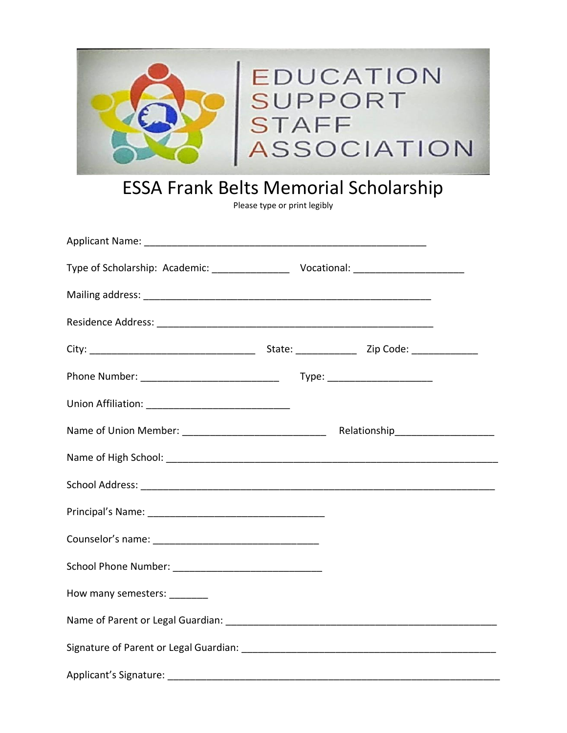EDUCATION
SUPPORT
STAFF
ASSOCIATION

# ESSA Frank Belts Memorial Scholarship

Please type or print legibly

Applicant Name: ______________________________________________________

Type of Scholarship: Academic: ______________ Vocational: ____________________

Mailing address: ______________________________________________________

Residence Address: ___________________________________________________

City: ______________________________ State: ___________ Zip Code: ____________

Phone Number: _________________________ Type: ___________________

Union Affiliation: __________________________

Name of Union Member: __________________________ Relationship_________________

Name of High School: ___________________________________________________________

School Address: ________________________________________________________________

Principal's Name: ________________________________

Counselor's name: ______________________________

School Phone Number: ___________________________

How many semesters: _______

Name of Parent or Legal Guardian: __________________________________________________

Signature of Parent or Legal Guardian: ______________________________________________

Applicant's Signature: ____________________________________________________________